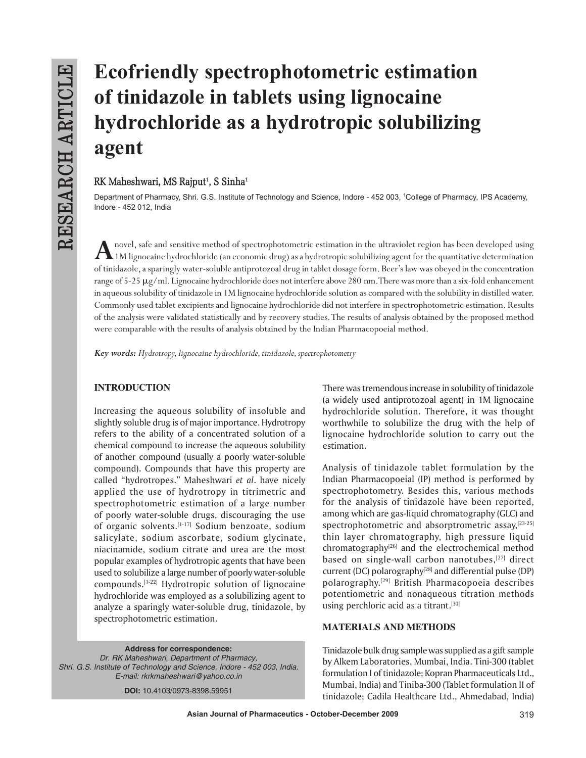# Ecofriendly spectrophotometric estimation of tinidazole in tablets using lignocaine hydrochloride as a hydrotropic solubilizing agent

RK Maheshwari, MS Rajput[1], S Sinha[1]

Department of Pharmacy, Shri. G.S. Institute of Technology and Science, Indore - 452 003, [1]College of Pharmacy, IPS Academy, Indore - 452 012, India

A novel, safe and sensitive method of spectrophotometric estimation in the ultraviolet region has been developed using 1M lignocaine hydrochloride (an economic drug) as a hydrotropic solubilizing agent for the quantitative determination of tinidazole, a sparingly water-soluble antiprotozoal drug in tablet dosage form. Beer's law was obeyed in the concentration range of 5-25 μg/ml. Lignocaine hydrochloride does not interfere above 280 nm. There was more than a six-fold enhancement in aqueous solubility of tinidazole in 1M lignocaine hydrochloride solution as compared with the solubility in distilled water. Commonly used tablet excipients and lignocaine hydrochloride did not interfere in spectrophotometric estimation. Results of the analysis were validated statistically and by recovery studies. The results of analysis obtained by the proposed method were comparable with the results of analysis obtained by the Indian Pharmacopoeial method.

***Key words:*** *Hydrotropy, lignocaine hydrochloride, tinidazole, spectrophotometry*

## INTRODUCTION

Increasing the aqueous solubility of insoluble and slightly soluble drug is of major importance. Hydrotropy refers to the ability of a concentrated solution of a chemical compound to increase the aqueous solubility of another compound (usually a poorly water-soluble compound). Compounds that have this property are called "hydrotropes." Maheshwari *et al*. have nicely applied the use of hydrotropy in titrimetric and spectrophotometric estimation of a large number of poorly water-soluble drugs, discouraging the use of organic solvents.[1-17] Sodium benzoate, sodium salicylate, sodium ascorbate, sodium glycinate, niacinamide, sodium citrate and urea are the most popular examples of hydrotropic agents that have been used to solubilize a large number of poorly water-soluble compounds.[1-22] Hydrotropic solution of lignocaine hydrochloride was employed as a solubilizing agent to analyze a sparingly water-soluble drug, tinidazole, by spectrophotometric estimation.

There was tremendous increase in solubility of tinidazole (a widely used antiprotozoal agent) in 1M lignocaine hydrochloride solution. Therefore, it was thought worthwhile to solubilize the drug with the help of lignocaine hydrochloride solution to carry out the estimation.

Analysis of tinidazole tablet formulation by the Indian Pharmacopoeial (IP) method is performed by spectrophotometry. Besides this, various methods for the analysis of tinidazole have been reported, among which are gas-liquid chromatography (GLC) and spectrophotometric and absorptrometric assay,[23-25] thin layer chromatography, high pressure liquid chromatography[26] and the electrochemical method based on single-wall carbon nanotubes,[27] direct current (DC) polarography[28] and differential pulse (DP) polarography.[29] British Pharmacopoeia describes potentiometric and nonaqueous titration methods using perchloric acid as a titrant.[30]

## MATERIALS AND METHODS

Tinidazole bulk drug sample was supplied as a gift sample by Alkem Laboratories, Mumbai, India. Tini-300 (tablet formulation I of tinidazole; Kopran Pharmaceuticals Ltd., Mumbai, India) and Tiniba-300 (Tablet formulation II of tinidazole; Cadila Healthcare Ltd., Ahmedabad, India)

**Address for correspondence:**
*Dr. RK Maheshwari, Department of Pharmacy, Shri. G.S. Institute of Technology and Science, Indore - 452 003, India. E-mail: rkrkmaheshwari@yahoo.co.in*

**DOI:** 10.4103/0973-8398.59951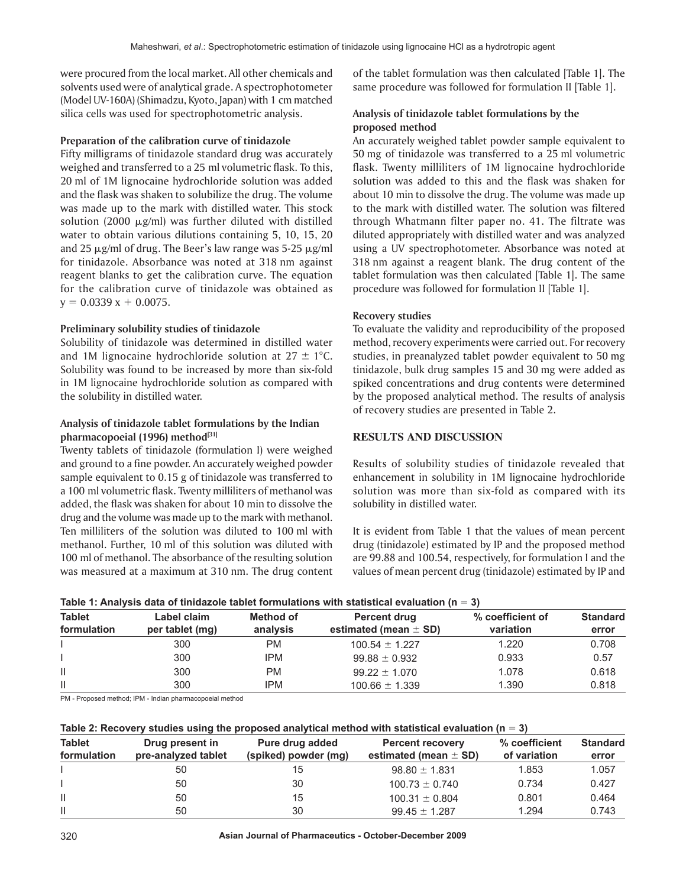were procured from the local market. All other chemicals and solvents used were of analytical grade. A spectrophotometer (Model UV-160A) (Shimadzu, Kyoto, Japan) with 1 cm matched silica cells was used for spectrophotometric analysis.

### Preparation of the calibration curve of tinidazole

Fifty milligrams of tinidazole standard drug was accurately weighed and transferred to a 25 ml volumetric flask. To this, 20 ml of 1M lignocaine hydrochloride solution was added and the flask was shaken to solubilize the drug. The volume was made up to the mark with distilled water. This stock solution (2000 μg/ml) was further diluted with distilled water to obtain various dilutions containing 5, 10, 15, 20 and 25 μg/ml of drug. The Beer's law range was 5-25 μg/ml for tinidazole. Absorbance was noted at 318 nm against reagent blanks to get the calibration curve. The equation for the calibration curve of tinidazole was obtained as $y = 0.0339\,x + 0.0075$.

### Preliminary solubility studies of tinidazole

Solubility of tinidazole was determined in distilled water and 1M lignocaine hydrochloride solution at 27 ± 1°C. Solubility was found to be increased by more than six-fold in 1M lignocaine hydrochloride solution as compared with the solubility in distilled water.

### Analysis of tinidazole tablet formulations by the Indian pharmacopoeial (1996) method[31]

Twenty tablets of tinidazole (formulation I) were weighed and ground to a fine powder. An accurately weighed powder sample equivalent to 0.15 g of tinidazole was transferred to a 100 ml volumetric flask. Twenty milliliters of methanol was added, the flask was shaken for about 10 min to dissolve the drug and the volume was made up to the mark with methanol. Ten milliliters of the solution was diluted to 100 ml with methanol. Further, 10 ml of this solution was diluted with 100 ml of methanol. The absorbance of the resulting solution was measured at a maximum at 310 nm. The drug content of the tablet formulation was then calculated [Table 1]. The same procedure was followed for formulation II [Table 1].

### Analysis of tinidazole tablet formulations by the proposed method

An accurately weighed tablet powder sample equivalent to 50 mg of tinidazole was transferred to a 25 ml volumetric flask. Twenty milliliters of 1M lignocaine hydrochloride solution was added to this and the flask was shaken for about 10 min to dissolve the drug. The volume was made up to the mark with distilled water. The solution was filtered through Whatmann filter paper no. 41. The filtrate was diluted appropriately with distilled water and was analyzed using a UV spectrophotometer. Absorbance was noted at 318 nm against a reagent blank. The drug content of the tablet formulation was then calculated [Table 1]. The same procedure was followed for formulation II [Table 1].

### Recovery studies

To evaluate the validity and reproducibility of the proposed method, recovery experiments were carried out. For recovery studies, in preanalyzed tablet powder equivalent to 50 mg tinidazole, bulk drug samples 15 and 30 mg were added as spiked concentrations and drug contents were determined by the proposed analytical method. The results of analysis of recovery studies are presented in Table 2.

## RESULTS AND DISCUSSION

Results of solubility studies of tinidazole revealed that enhancement in solubility in 1M lignocaine hydrochloride solution was more than six-fold as compared with its solubility in distilled water.

It is evident from Table 1 that the values of mean percent drug (tinidazole) estimated by IP and the proposed method are 99.88 and 100.54, respectively, for formulation I and the values of mean percent drug (tinidazole) estimated by IP and

**Table 1: Analysis data of tinidazole tablet formulations with statistical evaluation ($n = 3$)**

| Tablet formulation | Label claim per tablet (mg) | Method of analysis | Percent drug estimated (mean ± SD) | % coefficient of variation | Standard error |
|---|---|---|---|---|---|
| I | 300 | PM | 100.54 ± 1.227 | 1.220 | 0.708 |
| I | 300 | IPM | 99.88 ± 0.932 | 0.933 | 0.57 |
| II | 300 | PM | 99.22 ± 1.070 | 1.078 | 0.618 |
| II | 300 | IPM | 100.66 ± 1.339 | 1.390 | 0.818 |

PM - Proposed method; IPM - Indian pharmacopoeial method

**Table 2: Recovery studies using the proposed analytical method with statistical evaluation ($n = 3$)**

| Tablet formulation | Drug present in pre-analyzed tablet | Pure drug added (spiked) powder (mg) | Percent recovery estimated (mean ± SD) | % coefficient of variation | Standard error |
|---|---|---|---|---|---|
| I | 50 | 15 | 98.80 ± 1.831 | 1.853 | 1.057 |
| I | 50 | 30 | 100.73 ± 0.740 | 0.734 | 0.427 |
| II | 50 | 15 | 100.31 ± 0.804 | 0.801 | 0.464 |
| II | 50 | 30 | 99.45 ± 1.287 | 1.294 | 0.743 |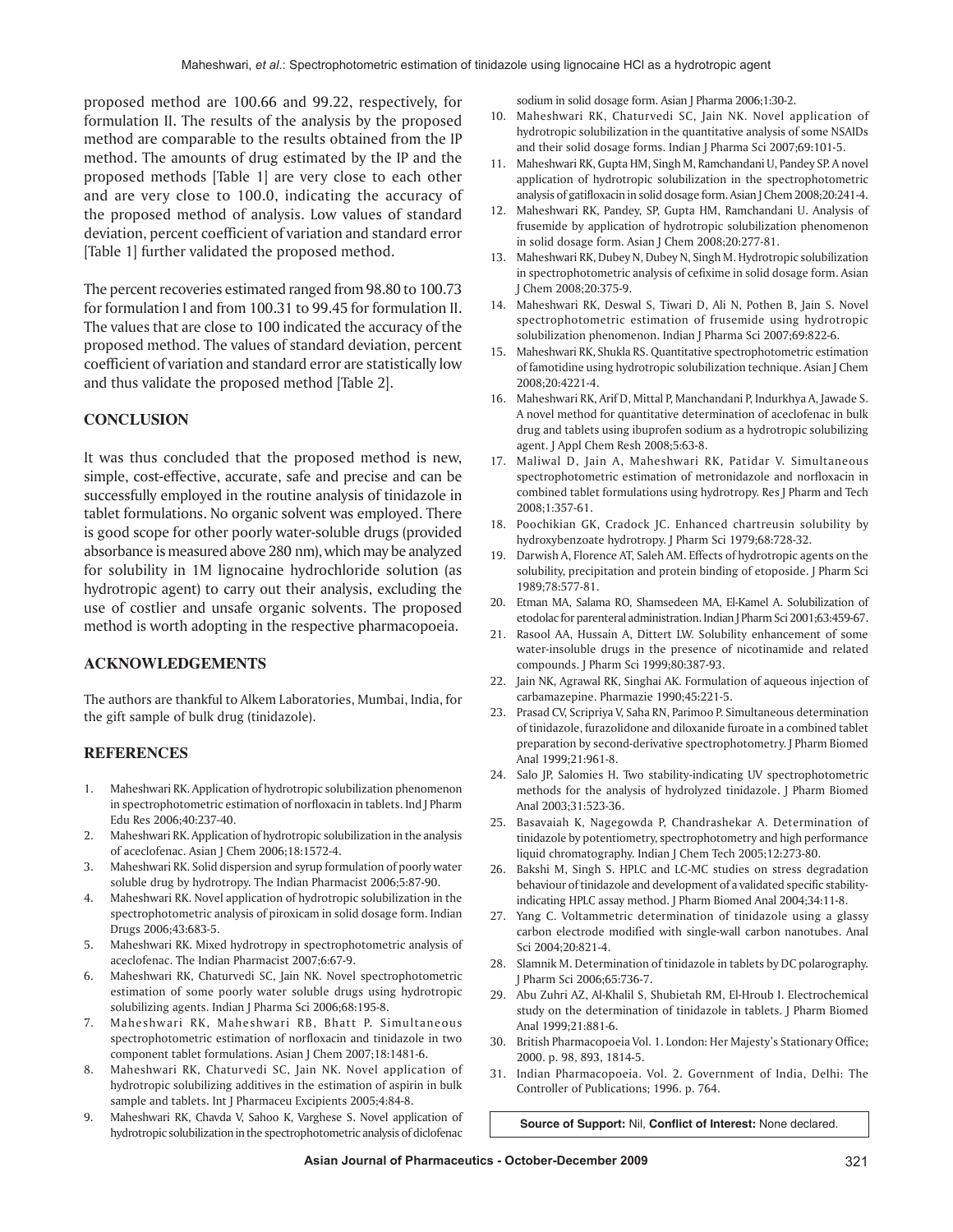proposed method are 100.66 and 99.22, respectively, for formulation II. The results of the analysis by the proposed method are comparable to the results obtained from the IP method. The amounts of drug estimated by the IP and the proposed methods [Table 1] are very close to each other and are very close to 100.0, indicating the accuracy of the proposed method of analysis. Low values of standard deviation, percent coefficient of variation and standard error [Table 1] further validated the proposed method.

The percent recoveries estimated ranged from 98.80 to 100.73 for formulation I and from 100.31 to 99.45 for formulation II. The values that are close to 100 indicated the accuracy of the proposed method. The values of standard deviation, percent coefficient of variation and standard error are statistically low and thus validate the proposed method [Table 2].

## CONCLUSION

It was thus concluded that the proposed method is new, simple, cost-effective, accurate, safe and precise and can be successfully employed in the routine analysis of tinidazole in tablet formulations. No organic solvent was employed. There is good scope for other poorly water-soluble drugs (provided absorbance is measured above 280 nm), which may be analyzed for solubility in 1M lignocaine hydrochloride solution (as hydrotropic agent) to carry out their analysis, excluding the use of costlier and unsafe organic solvents. The proposed method is worth adopting in the respective pharmacopoeia.

## ACKNOWLEDGEMENTS

The authors are thankful to Alkem Laboratories, Mumbai, India, for the gift sample of bulk drug (tinidazole).

## REFERENCES

1. Maheshwari RK. Application of hydrotropic solubilization phenomenon in spectrophotometric estimation of norfloxacin in tablets. Ind J Pharm Edu Res 2006;40:237-40.
2. Maheshwari RK. Application of hydrotropic solubilization in the analysis of aceclofenac. Asian J Chem 2006;18:1572-4.
3. Maheshwari RK. Solid dispersion and syrup formulation of poorly water soluble drug by hydrotropy. The Indian Pharmacist 2006;5:87-90.
4. Maheshwari RK. Novel application of hydrotropic solubilization in the spectrophotometric analysis of piroxicam in solid dosage form. Indian Drugs 2006;43:683-5.
5. Maheshwari RK. Mixed hydrotropy in spectrophotometric analysis of aceclofenac. The Indian Pharmacist 2007;6:67-9.
6. Maheshwari RK, Chaturvedi SC, Jain NK. Novel spectrophotometric estimation of some poorly water soluble drugs using hydrotropic solubilizing agents. Indian J Pharma Sci 2006;68:195-8.
7. Maheshwari RK, Maheshwari RB, Bhatt P. Simultaneous spectrophotometric estimation of norfloxacin and tinidazole in two component tablet formulations. Asian J Chem 2007;18:1481-6.
8. Maheshwari RK, Chaturvedi SC, Jain NK. Novel application of hydrotropic solubilizing additives in the estimation of aspirin in bulk sample and tablets. Int J Pharmaceu Excipients 2005;4:84-8.
9. Maheshwari RK, Chavda V, Sahoo K, Varghese S. Novel application of hydrotropic solubilization in the spectrophotometric analysis of diclofenac sodium in solid dosage form. Asian J Pharma 2006;1:30-2.
10. Maheshwari RK, Chaturvedi SC, Jain NK. Novel application of hydrotropic solubilization in the quantitative analysis of some NSAIDs and their solid dosage forms. Indian J Pharma Sci 2007;69:101-5.
11. Maheshwari RK, Gupta HM, Singh M, Ramchandani U, Pandey SP. A novel application of hydrotropic solubilization in the spectrophotometric analysis of gatifloxacin in solid dosage form. Asian J Chem 2008;20:241-4.
12. Maheshwari RK, Pandey, SP, Gupta HM, Ramchandani U. Analysis of frusemide by application of hydrotropic solubilization phenomenon in solid dosage form. Asian J Chem 2008;20:277-81.
13. Maheshwari RK, Dubey N, Dubey N, Singh M. Hydrotropic solubilization in spectrophotometric analysis of cefixime in solid dosage form. Asian J Chem 2008;20:375-9.
14. Maheshwari RK, Deswal S, Tiwari D, Ali N, Pothen B, Jain S. Novel spectrophotometric estimation of frusemide using hydrotropic solubilization phenomenon. Indian J Pharma Sci 2007;69:822-6.
15. Maheshwari RK, Shukla RS. Quantitative spectrophotometric estimation of famotidine using hydrotropic solubilization technique. Asian J Chem 2008;20:4221-4.
16. Maheshwari RK, Arif D, Mittal P, Manchandani P, Indurkhya A, Jawade S. A novel method for quantitative determination of aceclofenac in bulk drug and tablets using ibuprofen sodium as a hydrotropic solubilizing agent. J Appl Chem Resh 2008;5:63-8.
17. Maliwal D, Jain A, Maheshwari RK, Patidar V. Simultaneous spectrophotometric estimation of metronidazole and norfloxacin in combined tablet formulations using hydrotropy. Res J Pharm and Tech 2008;1:357-61.
18. Poochikian GK, Cradock JC. Enhanced chartreusin solubility by hydroxybenzoate hydrotropy. J Pharm Sci 1979;68:728-32.
19. Darwish A, Florence AT, Saleh AM. Effects of hydrotropic agents on the solubility, precipitation and protein binding of etoposide. J Pharm Sci 1989;78:577-81.
20. Etman MA, Salama RO, Shamsedeen MA, El-Kamel A. Solubilization of etodolac for parenteral administration. Indian J Pharm Sci 2001;63:459-67.
21. Rasool AA, Hussain A, Dittert LW. Solubility enhancement of some water-insoluble drugs in the presence of nicotinamide and related compounds. J Pharm Sci 1999;80:387-93.
22. Jain NK, Agrawal RK, Singhai AK. Formulation of aqueous injection of carbamazepine. Pharmazie 1990;45:221-5.
23. Prasad CV, Scripriya V, Saha RN, Parimoo P. Simultaneous determination of tinidazole, furazolidone and diloxanide furoate in a combined tablet preparation by second-derivative spectrophotometry. J Pharm Biomed Anal 1999;21:961-8.
24. Salo JP, Salomies H. Two stability-indicating UV spectrophotometric methods for the analysis of hydrolyzed tinidazole. J Pharm Biomed Anal 2003;31:523-36.
25. Basavaiah K, Nagegowda P, Chandrashekar A. Determination of tinidazole by potentiometry, spectrophotometry and high performance liquid chromatography. Indian J Chem Tech 2005;12:273-80.
26. Bakshi M, Singh S. HPLC and LC-MC studies on stress degradation behaviour of tinidazole and development of a validated specific stability-indicating HPLC assay method. J Pharm Biomed Anal 2004;34:11-8.
27. Yang C. Voltammetric determination of tinidazole using a glassy carbon electrode modified with single-wall carbon nanotubes. Anal Sci 2004;20:821-4.
28. Slamnik M. Determination of tinidazole in tablets by DC polarography. J Pharm Sci 2006;65:736-7.
29. Abu Zuhri AZ, Al-Khalil S, Shubietah RM, El-Hroub I. Electrochemical study on the determination of tinidazole in tablets. J Pharm Biomed Anal 1999;21:881-6.
30. British Pharmacopoeia Vol. 1. London: Her Majesty's Stationary Office; 2000. p. 98, 893, 1814-5.
31. Indian Pharmacopoeia. Vol. 2. Government of India, Delhi: The Controller of Publications; 1996. p. 764.

**Source of Support:** Nil, **Conflict of Interest:** None declared.